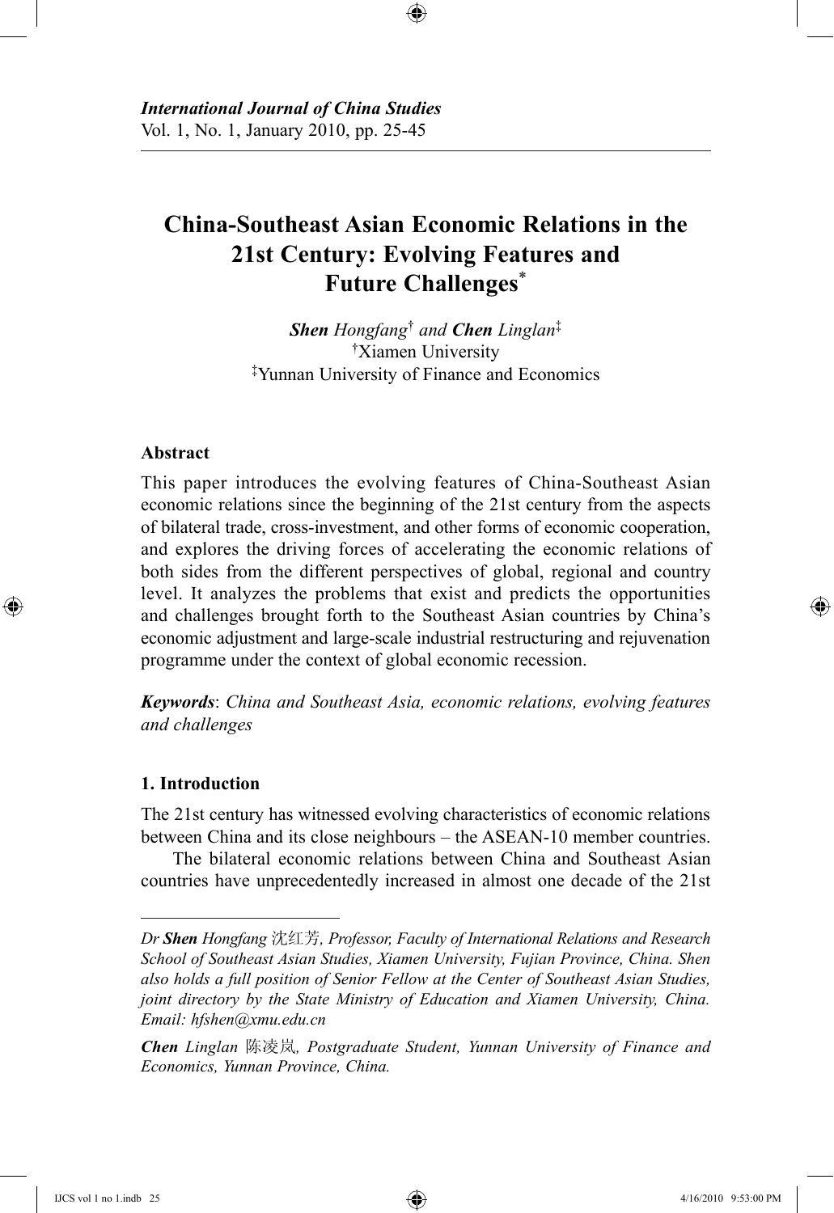*International Journal of China Studies*
Vol. 1, No. 1, January 2010, pp. 25-45

# China-Southeast Asian Economic Relations in the 21st Century: Evolving Features and Future Challenges*

***Shen** Hongfang*[†] *and **Chen** Linglan*[‡]
[†]Xiamen University
[‡]Yunnan University of Finance and Economics

### Abstract

This paper introduces the evolving features of China-Southeast Asian economic relations since the beginning of the 21st century from the aspects of bilateral trade, cross-investment, and other forms of economic cooperation, and explores the driving forces of accelerating the economic relations of both sides from the different perspectives of global, regional and country level. It analyzes the problems that exist and predicts the opportunities and challenges brought forth to the Southeast Asian countries by China's economic adjustment and large-scale industrial restructuring and rejuvenation programme under the context of global economic recession.

***Keywords***: *China and Southeast Asia, economic relations, evolving features and challenges*

### 1. Introduction

The 21st century has witnessed evolving characteristics of economic relations between China and its close neighbours – the ASEAN-10 member countries.

The bilateral economic relations between China and Southeast Asian countries have unprecedentedly increased in almost one decade of the 21st

---

*Dr **Shen** Hongfang 沈红芳, Professor, Faculty of International Relations and Research School of Southeast Asian Studies, Xiamen University, Fujian Province, China. Shen also holds a full position of Senior Fellow at the Center of Southeast Asian Studies, joint directory by the State Ministry of Education and Xiamen University, China. Email: hfshen@xmu.edu.cn*

***Chen** Linglan 陈凌岚, Postgraduate Student, Yunnan University of Finance and Economics, Yunnan Province, China.*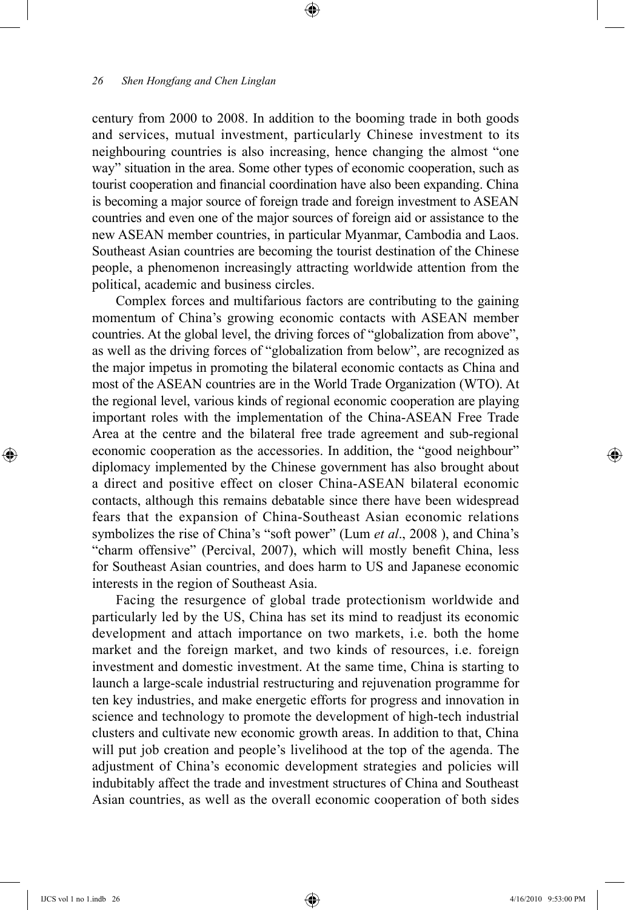century from 2000 to 2008. In addition to the booming trade in both goods and services, mutual investment, particularly Chinese investment to its neighbouring countries is also increasing, hence changing the almost "one way" situation in the area. Some other types of economic cooperation, such as tourist cooperation and financial coordination have also been expanding. China is becoming a major source of foreign trade and foreign investment to ASEAN countries and even one of the major sources of foreign aid or assistance to the new ASEAN member countries, in particular Myanmar, Cambodia and Laos. Southeast Asian countries are becoming the tourist destination of the Chinese people, a phenomenon increasingly attracting worldwide attention from the political, academic and business circles.

Complex forces and multifarious factors are contributing to the gaining momentum of China's growing economic contacts with ASEAN member countries. At the global level, the driving forces of "globalization from above", as well as the driving forces of "globalization from below", are recognized as the major impetus in promoting the bilateral economic contacts as China and most of the ASEAN countries are in the World Trade Organization (WTO). At the regional level, various kinds of regional economic cooperation are playing important roles with the implementation of the China-ASEAN Free Trade Area at the centre and the bilateral free trade agreement and sub-regional economic cooperation as the accessories. In addition, the "good neighbour" diplomacy implemented by the Chinese government has also brought about a direct and positive effect on closer China-ASEAN bilateral economic contacts, although this remains debatable since there have been widespread fears that the expansion of China-Southeast Asian economic relations symbolizes the rise of China's "soft power" (Lum *et al*., 2008 ), and China's "charm offensive" (Percival, 2007), which will mostly benefit China, less for Southeast Asian countries, and does harm to US and Japanese economic interests in the region of Southeast Asia.

Facing the resurgence of global trade protectionism worldwide and particularly led by the US, China has set its mind to readjust its economic development and attach importance on two markets, i.e. both the home market and the foreign market, and two kinds of resources, i.e. foreign investment and domestic investment. At the same time, China is starting to launch a large-scale industrial restructuring and rejuvenation programme for ten key industries, and make energetic efforts for progress and innovation in science and technology to promote the development of high-tech industrial clusters and cultivate new economic growth areas. In addition to that, China will put job creation and people's livelihood at the top of the agenda. The adjustment of China's economic development strategies and policies will indubitably affect the trade and investment structures of China and Southeast Asian countries, as well as the overall economic cooperation of both sides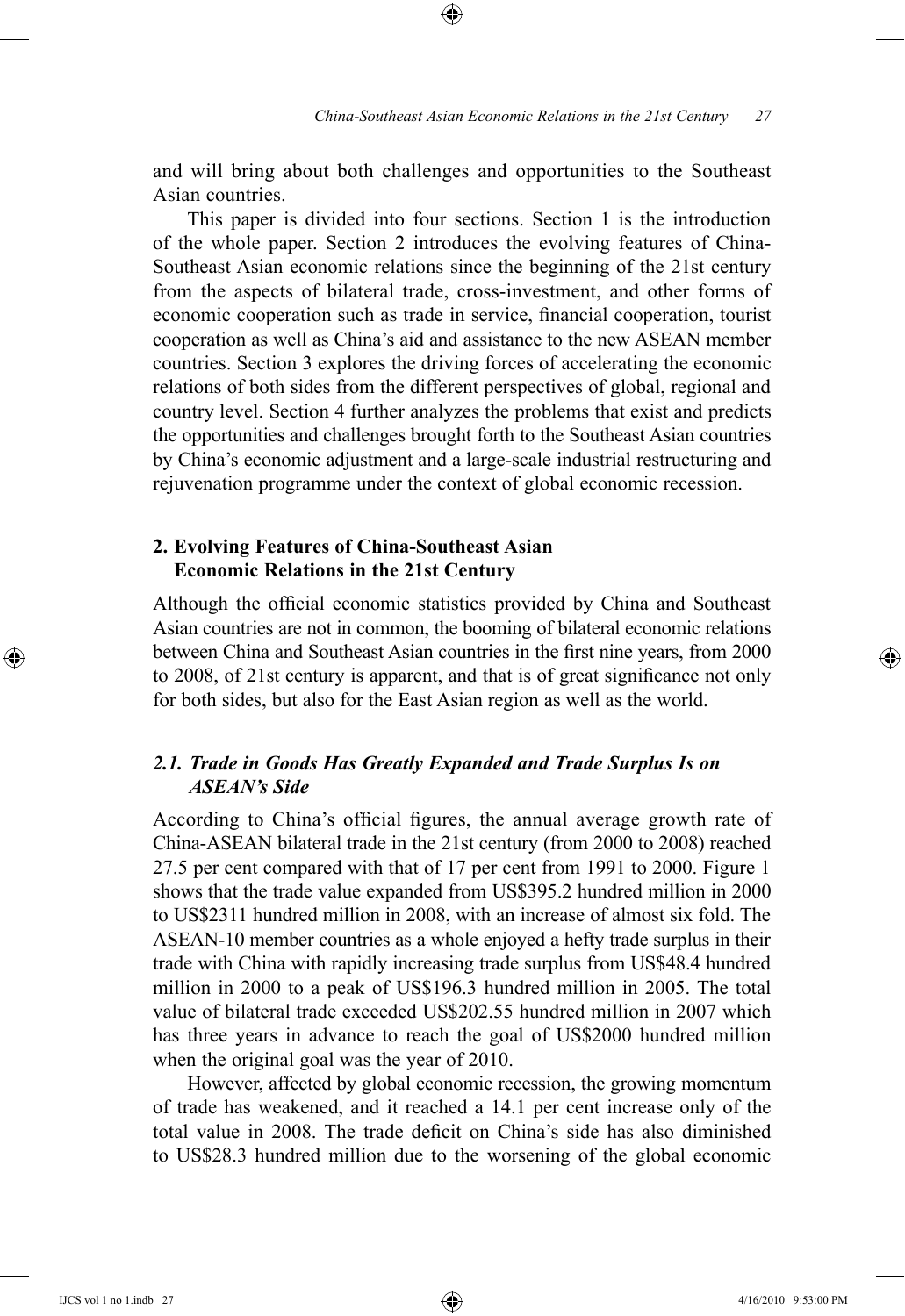and will bring about both challenges and opportunities to the Southeast Asian countries.

This paper is divided into four sections. Section 1 is the introduction of the whole paper. Section 2 introduces the evolving features of China-Southeast Asian economic relations since the beginning of the 21st century from the aspects of bilateral trade, cross-investment, and other forms of economic cooperation such as trade in service, financial cooperation, tourist cooperation as well as China's aid and assistance to the new ASEAN member countries. Section 3 explores the driving forces of accelerating the economic relations of both sides from the different perspectives of global, regional and country level. Section 4 further analyzes the problems that exist and predicts the opportunities and challenges brought forth to the Southeast Asian countries by China's economic adjustment and a large-scale industrial restructuring and rejuvenation programme under the context of global economic recession.

## 2. Evolving Features of China-Southeast Asian Economic Relations in the 21st Century

Although the official economic statistics provided by China and Southeast Asian countries are not in common, the booming of bilateral economic relations between China and Southeast Asian countries in the first nine years, from 2000 to 2008, of 21st century is apparent, and that is of great significance not only for both sides, but also for the East Asian region as well as the world.

### *2.1. Trade in Goods Has Greatly Expanded and Trade Surplus Is on ASEAN's Side*

According to China's official figures, the annual average growth rate of China-ASEAN bilateral trade in the 21st century (from 2000 to 2008) reached 27.5 per cent compared with that of 17 per cent from 1991 to 2000. Figure 1 shows that the trade value expanded from US$395.2 hundred million in 2000 to US$2311 hundred million in 2008, with an increase of almost six fold. The ASEAN-10 member countries as a whole enjoyed a hefty trade surplus in their trade with China with rapidly increasing trade surplus from US$48.4 hundred million in 2000 to a peak of US$196.3 hundred million in 2005. The total value of bilateral trade exceeded US$202.55 hundred million in 2007 which has three years in advance to reach the goal of US$2000 hundred million when the original goal was the year of 2010.

However, affected by global economic recession, the growing momentum of trade has weakened, and it reached a 14.1 per cent increase only of the total value in 2008. The trade deficit on China's side has also diminished to US$28.3 hundred million due to the worsening of the global economic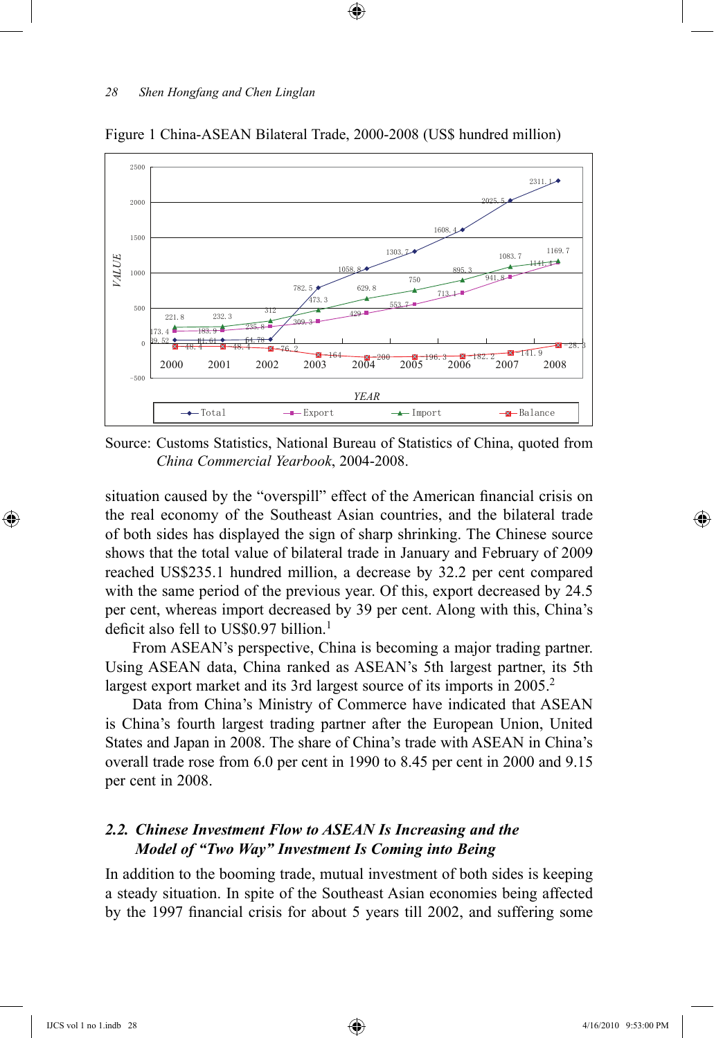Figure 1 China-ASEAN Bilateral Trade, 2000-2008 (US$ hundred million)

Source: Customs Statistics, National Bureau of Statistics of China, quoted from *China Commercial Yearbook*, 2004-2008.

situation caused by the "overspill" effect of the American financial crisis on the real economy of the Southeast Asian countries, and the bilateral trade of both sides has displayed the sign of sharp shrinking. The Chinese source shows that the total value of bilateral trade in January and February of 2009 reached US$235.1 hundred million, a decrease by 32.2 per cent compared with the same period of the previous year. Of this, export decreased by 24.5 per cent, whereas import decreased by 39 per cent. Along with this, China's deficit also fell to US$0.97 billion.[1]

From ASEAN's perspective, China is becoming a major trading partner. Using ASEAN data, China ranked as ASEAN's 5th largest partner, its 5th largest export market and its 3rd largest source of its imports in 2005.[2]

Data from China's Ministry of Commerce have indicated that ASEAN is China's fourth largest trading partner after the European Union, United States and Japan in 2008. The share of China's trade with ASEAN in China's overall trade rose from 6.0 per cent in 1990 to 8.45 per cent in 2000 and 9.15 per cent in 2008.

### *2.2. Chinese Investment Flow to ASEAN Is Increasing and the Model of "Two Way" Investment Is Coming into Being*

In addition to the booming trade, mutual investment of both sides is keeping a steady situation. In spite of the Southeast Asian economies being affected by the 1997 financial crisis for about 5 years till 2002, and suffering some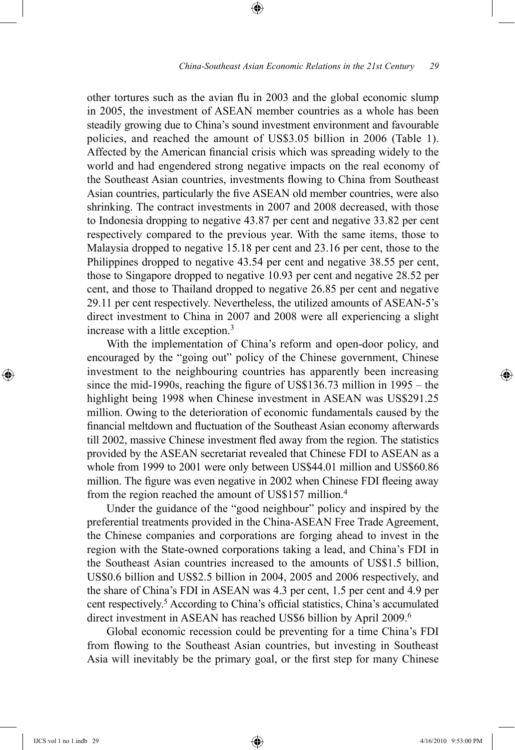other tortures such as the avian flu in 2003 and the global economic slump in 2005, the investment of ASEAN member countries as a whole has been steadily growing due to China's sound investment environment and favourable policies, and reached the amount of US$3.05 billion in 2006 (Table 1). Affected by the American financial crisis which was spreading widely to the world and had engendered strong negative impacts on the real economy of the Southeast Asian countries, investments flowing to China from Southeast Asian countries, particularly the five ASEAN old member countries, were also shrinking. The contract investments in 2007 and 2008 decreased, with those to Indonesia dropping to negative 43.87 per cent and negative 33.82 per cent respectively compared to the previous year. With the same items, those to Malaysia dropped to negative 15.18 per cent and 23.16 per cent, those to the Philippines dropped to negative 43.54 per cent and negative 38.55 per cent, those to Singapore dropped to negative 10.93 per cent and negative 28.52 per cent, and those to Thailand dropped to negative 26.85 per cent and negative 29.11 per cent respectively. Nevertheless, the utilized amounts of ASEAN-5's direct investment to China in 2007 and 2008 were all experiencing a slight increase with a little exception.[3]

With the implementation of China's reform and open-door policy, and encouraged by the "going out" policy of the Chinese government, Chinese investment to the neighbouring countries has apparently been increasing since the mid-1990s, reaching the figure of US$136.73 million in 1995 – the highlight being 1998 when Chinese investment in ASEAN was US$291.25 million. Owing to the deterioration of economic fundamentals caused by the financial meltdown and fluctuation of the Southeast Asian economy afterwards till 2002, massive Chinese investment fled away from the region. The statistics provided by the ASEAN secretariat revealed that Chinese FDI to ASEAN as a whole from 1999 to 2001 were only between US$44.01 million and US$60.86 million. The figure was even negative in 2002 when Chinese FDI fleeing away from the region reached the amount of US$157 million.[4]

Under the guidance of the "good neighbour" policy and inspired by the preferential treatments provided in the China-ASEAN Free Trade Agreement, the Chinese companies and corporations are forging ahead to invest in the region with the State-owned corporations taking a lead, and China's FDI in the Southeast Asian countries increased to the amounts of US$1.5 billion, US$0.6 billion and US$2.5 billion in 2004, 2005 and 2006 respectively, and the share of China's FDI in ASEAN was 4.3 per cent, 1.5 per cent and 4.9 per cent respectively.[5] According to China's official statistics, China's accumulated direct investment in ASEAN has reached US$6 billion by April 2009.[6]

Global economic recession could be preventing for a time China's FDI from flowing to the Southeast Asian countries, but investing in Southeast Asia will inevitably be the primary goal, or the first step for many Chinese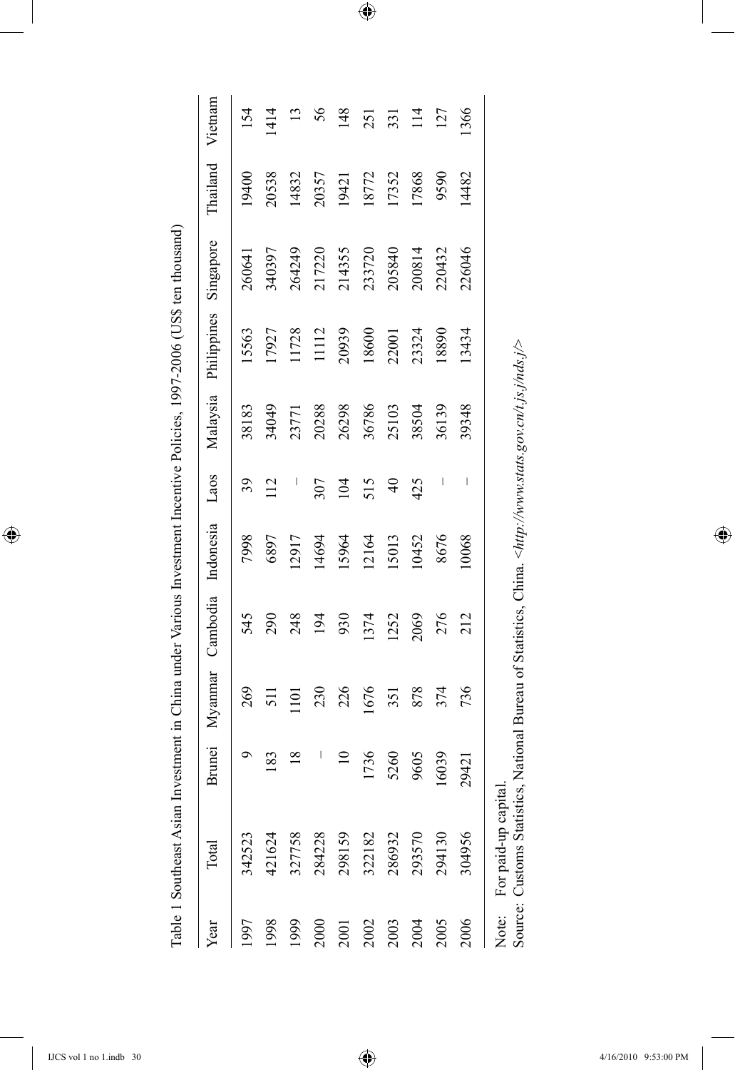Table 1 Southeast Asian Investment in China under Various Investment Incentive Policies, 1997-2006 (US$ ten thousand)

| Year | Total | Brunei | Myanmar | Cambodia | Indonesia | Laos | Malaysia | Philippines | Singapore | Thailand | Vietnam |
|---|---|---|---|---|---|---|---|---|---|---|---|
| 1997 | 342523 | 9 | 269 | 545 | 7998 | 39 | 38183 | 15563 | 260641 | 19400 | 154 |
| 1998 | 421624 | 183 | 511 | 290 | 6897 | 112 | 34049 | 17927 | 340397 | 20538 | 1414 |
| 1999 | 327758 | 18 | 1101 | 248 | 12917 | – | 23771 | 11728 | 264249 | 14832 | 13 |
| 2000 | 284228 | – | 230 | 194 | 14694 | 307 | 20288 | 11112 | 217220 | 20357 | 56 |
| 2001 | 298159 | 10 | 226 | 930 | 15964 | 104 | 26298 | 20939 | 214355 | 19421 | 148 |
| 2002 | 322182 | 1736 | 1676 | 1374 | 12164 | 515 | 36786 | 18600 | 233720 | 18772 | 251 |
| 2003 | 286932 | 5260 | 351 | 1252 | 15013 | 40 | 25103 | 22001 | 205840 | 17352 | 331 |
| 2004 | 293570 | 9605 | 878 | 2069 | 10452 | 425 | 38504 | 23324 | 200814 | 17868 | 114 |
| 2005 | 294130 | 16039 | 374 | 276 | 8676 | – | 36139 | 18890 | 220432 | 9590 | 127 |
| 2006 | 304956 | 29421 | 736 | 212 | 10068 | – | 39348 | 13434 | 226046 | 14482 | 1366 |

Note: For paid-up capital.

Source: Customs Statistics, National Bureau of Statistics, China. *<http://www.stats.gov.cn/t.js.j/nds.j/>*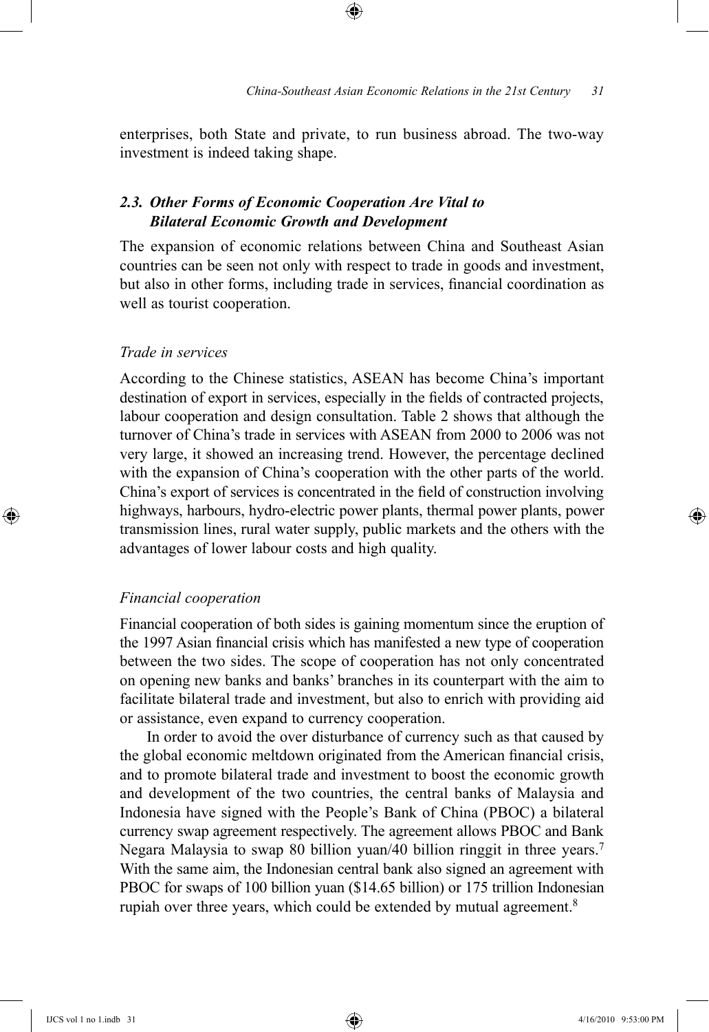enterprises, both State and private, to run business abroad. The two-way investment is indeed taking shape.

### *2.3. Other Forms of Economic Cooperation Are Vital to Bilateral Economic Growth and Development*

The expansion of economic relations between China and Southeast Asian countries can be seen not only with respect to trade in goods and investment, but also in other forms, including trade in services, financial coordination as well as tourist cooperation.

#### *Trade in services*

According to the Chinese statistics, ASEAN has become China's important destination of export in services, especially in the fields of contracted projects, labour cooperation and design consultation. Table 2 shows that although the turnover of China's trade in services with ASEAN from 2000 to 2006 was not very large, it showed an increasing trend. However, the percentage declined with the expansion of China's cooperation with the other parts of the world. China's export of services is concentrated in the field of construction involving highways, harbours, hydro-electric power plants, thermal power plants, power transmission lines, rural water supply, public markets and the others with the advantages of lower labour costs and high quality.

#### *Financial cooperation*

Financial cooperation of both sides is gaining momentum since the eruption of the 1997 Asian financial crisis which has manifested a new type of cooperation between the two sides. The scope of cooperation has not only concentrated on opening new banks and banks' branches in its counterpart with the aim to facilitate bilateral trade and investment, but also to enrich with providing aid or assistance, even expand to currency cooperation.

In order to avoid the over disturbance of currency such as that caused by the global economic meltdown originated from the American financial crisis, and to promote bilateral trade and investment to boost the economic growth and development of the two countries, the central banks of Malaysia and Indonesia have signed with the People's Bank of China (PBOC) a bilateral currency swap agreement respectively. The agreement allows PBOC and Bank Negara Malaysia to swap 80 billion yuan/40 billion ringgit in three years.[7] With the same aim, the Indonesian central bank also signed an agreement with PBOC for swaps of 100 billion yuan ($14.65 billion) or 175 trillion Indonesian rupiah over three years, which could be extended by mutual agreement.[8]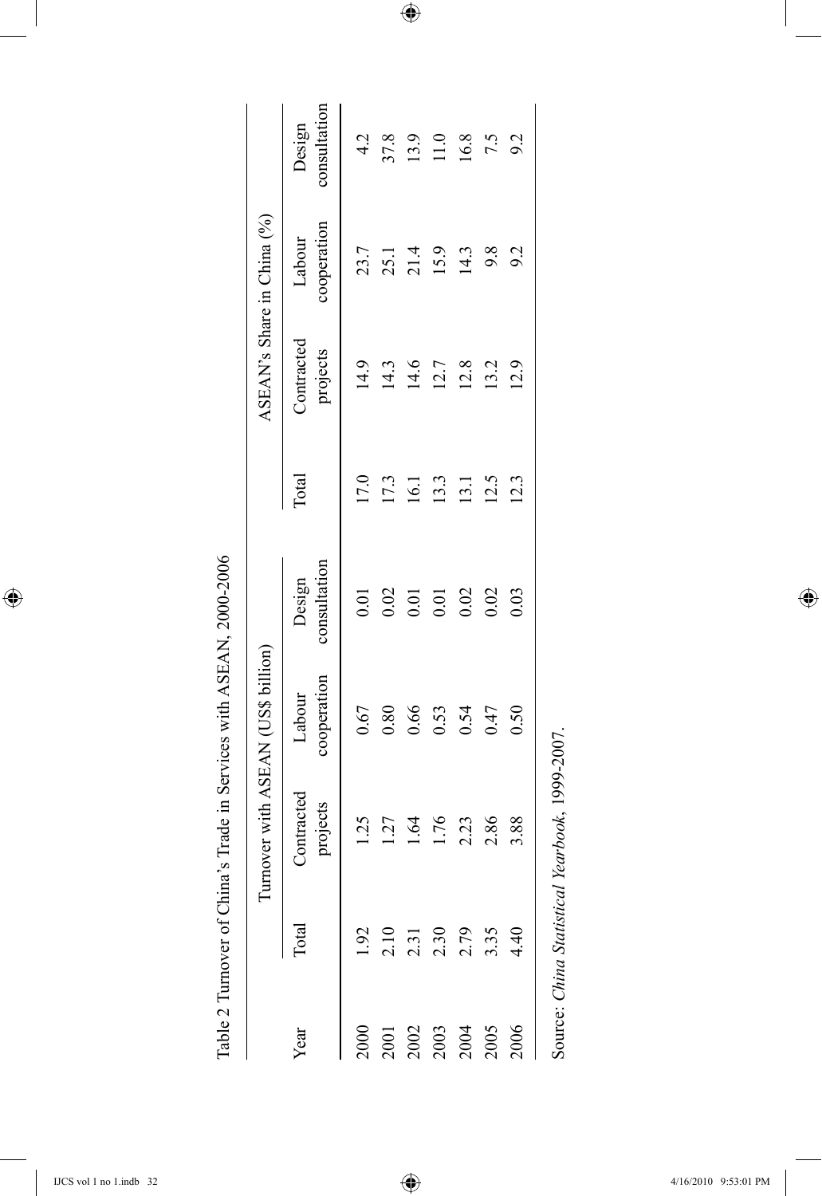Table 2 Turnover of China's Trade in Services with ASEAN, 2000-2006

| Year | Turnover with ASEAN (US$ billion) | | | | ASEAN's Share in China (%) | | | |
|---|---|---|---|---|---|---|---|---|
| | Total | Contracted projects | Labour cooperation | Design consultation | Total | Contracted projects | Labour cooperation | Design consultation |
| 2000 | 1.92 | 1.25 | 0.67 | 0.01 | 17.0 | 14.9 | 23.7 | 4.2 |
| 2001 | 2.10 | 1.27 | 0.80 | 0.02 | 17.3 | 14.3 | 25.1 | 37.8 |
| 2002 | 2.31 | 1.64 | 0.66 | 0.01 | 16.1 | 14.6 | 21.4 | 13.9 |
| 2003 | 2.30 | 1.76 | 0.53 | 0.01 | 13.3 | 12.7 | 15.9 | 11.0 |
| 2004 | 2.79 | 2.23 | 0.54 | 0.02 | 13.1 | 12.8 | 14.3 | 16.8 |
| 2005 | 3.35 | 2.86 | 0.47 | 0.02 | 12.5 | 13.2 | 9.8 | 7.5 |
| 2006 | 4.40 | 3.88 | 0.50 | 0.03 | 12.3 | 12.9 | 9.2 | 9.2 |

Source: *China Statistical Yearbook*, 1999-2007.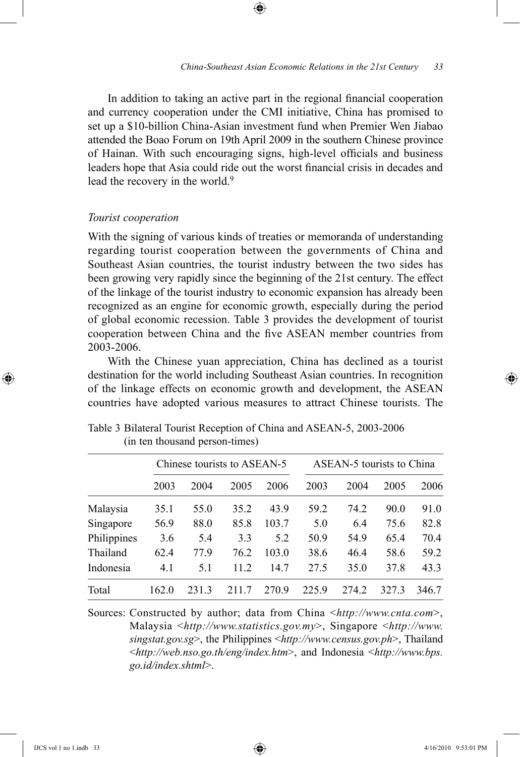In addition to taking an active part in the regional financial cooperation and currency cooperation under the CMI initiative, China has promised to set up a \$10-billion China-Asian investment fund when Premier Wen Jiabao attended the Boao Forum on 19th April 2009 in the southern Chinese province of Hainan. With such encouraging signs, high-level officials and business leaders hope that Asia could ride out the worst financial crisis in decades and lead the recovery in the world.[9]

### *Tourist cooperation*

With the signing of various kinds of treaties or memoranda of understanding regarding tourist cooperation between the governments of China and Southeast Asian countries, the tourist industry between the two sides has been growing very rapidly since the beginning of the 21st century. The effect of the linkage of the tourist industry to economic expansion has already been recognized as an engine for economic growth, especially during the period of global economic recession. Table 3 provides the development of tourist cooperation between China and the five ASEAN member countries from 2003-2006.

With the Chinese yuan appreciation, China has declined as a tourist destination for the world including Southeast Asian countries. In recognition of the linkage effects on economic growth and development, the ASEAN countries have adopted various measures to attract Chinese tourists. The

Table 3 Bilateral Tourist Reception of China and ASEAN-5, 2003-2006 (in ten thousand person-times)

| | Chinese tourists to ASEAN-5 | | | | ASEAN-5 tourists to China | | | |
|---|---|---|---|---|---|---|---|---|
| | 2003 | 2004 | 2005 | 2006 | 2003 | 2004 | 2005 | 2006 |
| Malaysia | 35.1 | 55.0 | 35.2 | 43.9 | 59.2 | 74.2 | 90.0 | 91.0 |
| Singapore | 56.9 | 88.0 | 85.8 | 103.7 | 5.0 | 6.4 | 75.6 | 82.8 |
| Philippines | 3.6 | 5.4 | 3.3 | 5.2 | 50.9 | 54.9 | 65.4 | 70.4 |
| Thailand | 62.4 | 77.9 | 76.2 | 103.0 | 38.6 | 46.4 | 58.6 | 59.2 |
| Indonesia | 4.1 | 5.1 | 11.2 | 14.7 | 27.5 | 35.0 | 37.8 | 43.3 |
| Total | 162.0 | 231.3 | 211.7 | 270.9 | 225.9 | 274.2 | 327.3 | 346.7 |

Sources: Constructed by author; data from China <*http://www.cnta.com*>, Malaysia <*http://www.statistics.gov.my*>, Singapore <*http://www.singstat.gov.sg*>, the Philippines <*http://www.census.gov.ph*>, Thailand <*http://web.nso.go.th/eng/index.htm*>, and Indonesia <*http://www.bps.go.id/index.shtml*>.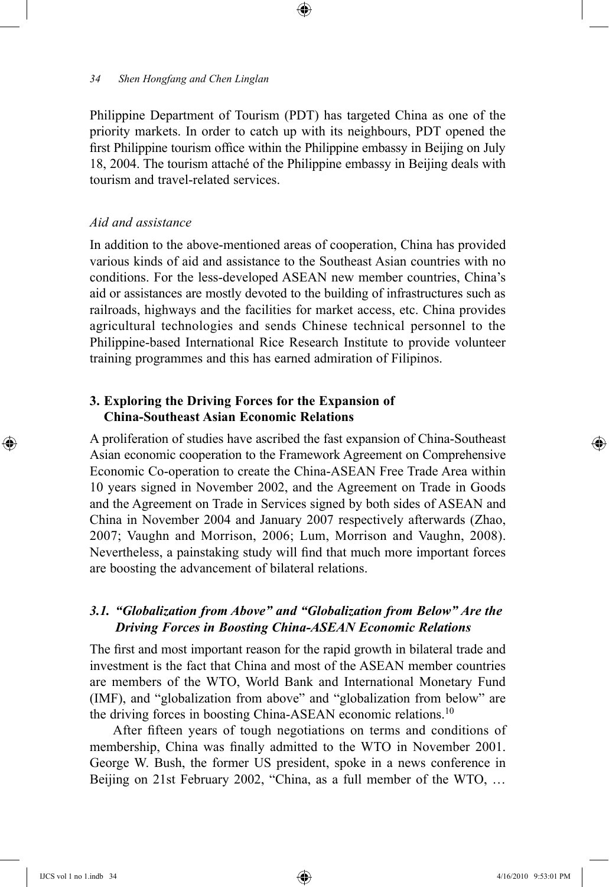Philippine Department of Tourism (PDT) has targeted China as one of the priority markets. In order to catch up with its neighbours, PDT opened the first Philippine tourism office within the Philippine embassy in Beijing on July 18, 2004. The tourism attaché of the Philippine embassy in Beijing deals with tourism and travel-related services.

*Aid and assistance*

In addition to the above-mentioned areas of cooperation, China has provided various kinds of aid and assistance to the Southeast Asian countries with no conditions. For the less-developed ASEAN new member countries, China's aid or assistances are mostly devoted to the building of infrastructures such as railroads, highways and the facilities for market access, etc. China provides agricultural technologies and sends Chinese technical personnel to the Philippine-based International Rice Research Institute to provide volunteer training programmes and this has earned admiration of Filipinos.

## 3. Exploring the Driving Forces for the Expansion of China-Southeast Asian Economic Relations

A proliferation of studies have ascribed the fast expansion of China-Southeast Asian economic cooperation to the Framework Agreement on Comprehensive Economic Co-operation to create the China-ASEAN Free Trade Area within 10 years signed in November 2002, and the Agreement on Trade in Goods and the Agreement on Trade in Services signed by both sides of ASEAN and China in November 2004 and January 2007 respectively afterwards (Zhao, 2007; Vaughn and Morrison, 2006; Lum, Morrison and Vaughn, 2008). Nevertheless, a painstaking study will find that much more important forces are boosting the advancement of bilateral relations.

### *3.1. "Globalization from Above" and "Globalization from Below" Are the Driving Forces in Boosting China-ASEAN Economic Relations*

The first and most important reason for the rapid growth in bilateral trade and investment is the fact that China and most of the ASEAN member countries are members of the WTO, World Bank and International Monetary Fund (IMF), and "globalization from above" and "globalization from below" are the driving forces in boosting China-ASEAN economic relations.[10]

After fifteen years of tough negotiations on terms and conditions of membership, China was finally admitted to the WTO in November 2001. George W. Bush, the former US president, spoke in a news conference in Beijing on 21st February 2002, "China, as a full member of the WTO, …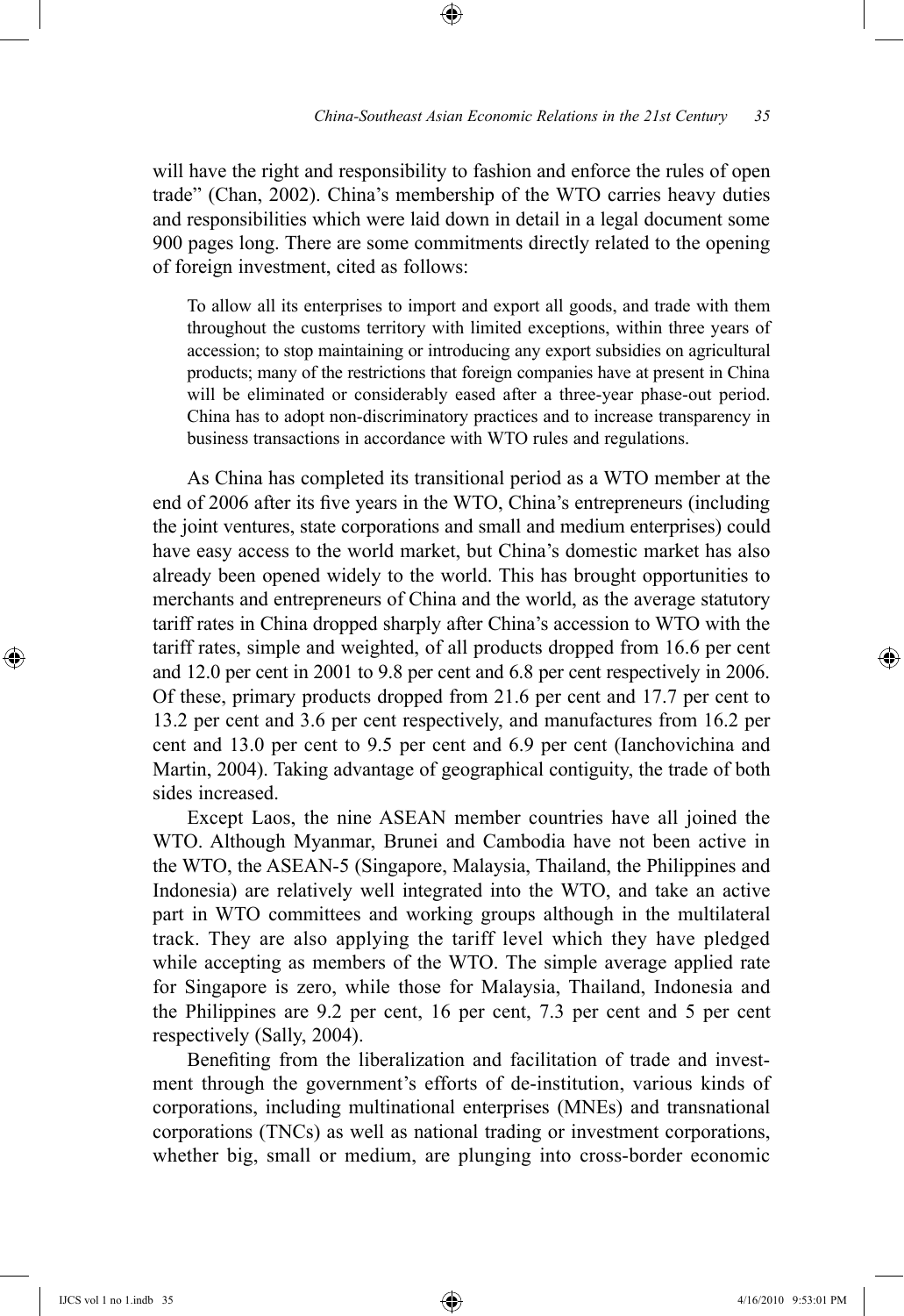will have the right and responsibility to fashion and enforce the rules of open trade" (Chan, 2002). China's membership of the WTO carries heavy duties and responsibilities which were laid down in detail in a legal document some 900 pages long. There are some commitments directly related to the opening of foreign investment, cited as follows:

> To allow all its enterprises to import and export all goods, and trade with them throughout the customs territory with limited exceptions, within three years of accession; to stop maintaining or introducing any export subsidies on agricultural products; many of the restrictions that foreign companies have at present in China will be eliminated or considerably eased after a three-year phase-out period. China has to adopt non-discriminatory practices and to increase transparency in business transactions in accordance with WTO rules and regulations.

As China has completed its transitional period as a WTO member at the end of 2006 after its five years in the WTO, China's entrepreneurs (including the joint ventures, state corporations and small and medium enterprises) could have easy access to the world market, but China's domestic market has also already been opened widely to the world. This has brought opportunities to merchants and entrepreneurs of China and the world, as the average statutory tariff rates in China dropped sharply after China's accession to WTO with the tariff rates, simple and weighted, of all products dropped from 16.6 per cent and 12.0 per cent in 2001 to 9.8 per cent and 6.8 per cent respectively in 2006. Of these, primary products dropped from 21.6 per cent and 17.7 per cent to 13.2 per cent and 3.6 per cent respectively, and manufactures from 16.2 per cent and 13.0 per cent to 9.5 per cent and 6.9 per cent (Ianchovichina and Martin, 2004). Taking advantage of geographical contiguity, the trade of both sides increased.

Except Laos, the nine ASEAN member countries have all joined the WTO. Although Myanmar, Brunei and Cambodia have not been active in the WTO, the ASEAN-5 (Singapore, Malaysia, Thailand, the Philippines and Indonesia) are relatively well integrated into the WTO, and take an active part in WTO committees and working groups although in the multilateral track. They are also applying the tariff level which they have pledged while accepting as members of the WTO. The simple average applied rate for Singapore is zero, while those for Malaysia, Thailand, Indonesia and the Philippines are 9.2 per cent, 16 per cent, 7.3 per cent and 5 per cent respectively (Sally, 2004).

Benefiting from the liberalization and facilitation of trade and investment through the government's efforts of de-institution, various kinds of corporations, including multinational enterprises (MNEs) and transnational corporations (TNCs) as well as national trading or investment corporations, whether big, small or medium, are plunging into cross-border economic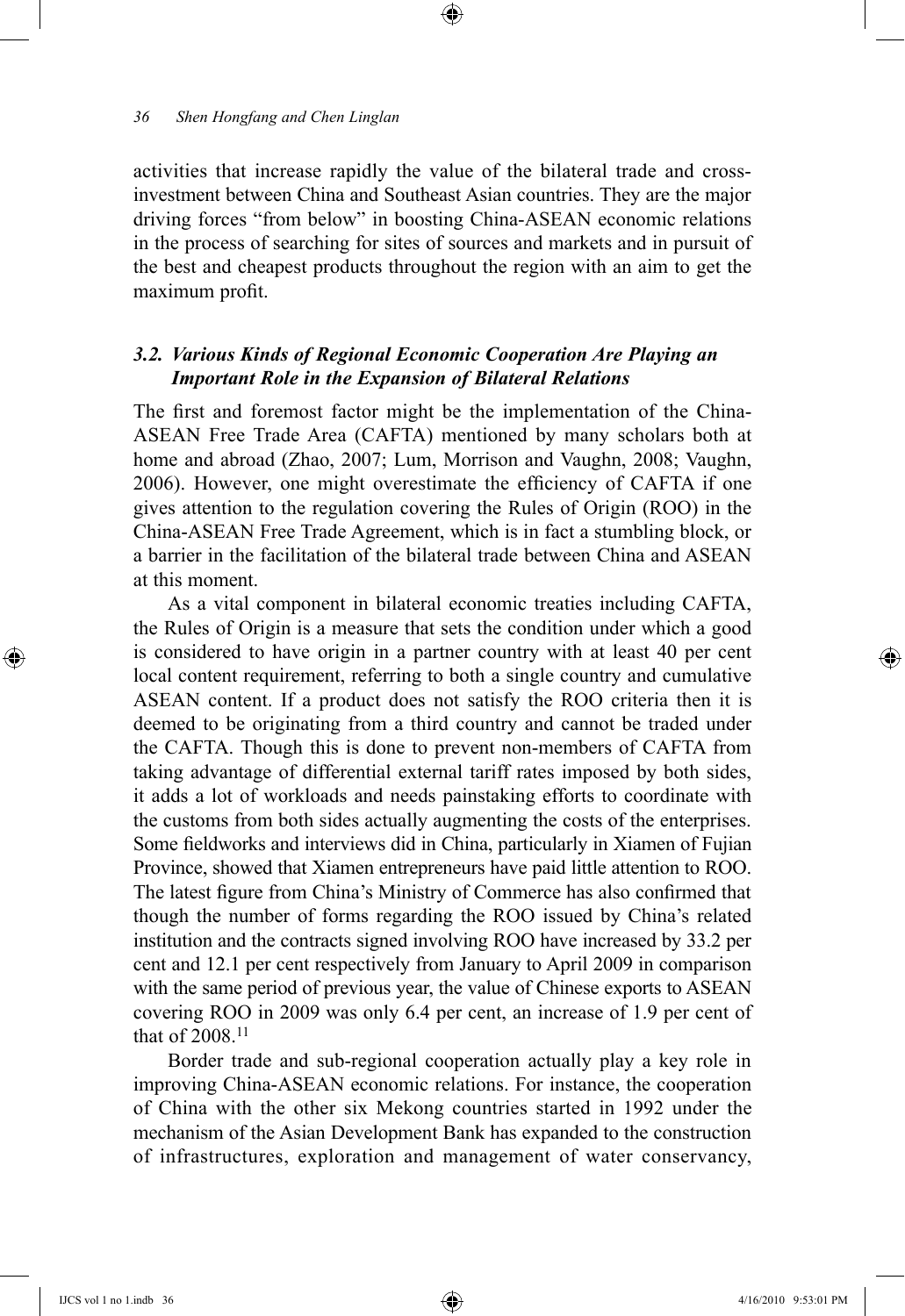activities that increase rapidly the value of the bilateral trade and cross-investment between China and Southeast Asian countries. They are the major driving forces "from below" in boosting China-ASEAN economic relations in the process of searching for sites of sources and markets and in pursuit of the best and cheapest products throughout the region with an aim to get the maximum profit.

### *3.2. Various Kinds of Regional Economic Cooperation Are Playing an Important Role in the Expansion of Bilateral Relations*

The first and foremost factor might be the implementation of the China-ASEAN Free Trade Area (CAFTA) mentioned by many scholars both at home and abroad (Zhao, 2007; Lum, Morrison and Vaughn, 2008; Vaughn, 2006). However, one might overestimate the efficiency of CAFTA if one gives attention to the regulation covering the Rules of Origin (ROO) in the China-ASEAN Free Trade Agreement, which is in fact a stumbling block, or a barrier in the facilitation of the bilateral trade between China and ASEAN at this moment.

As a vital component in bilateral economic treaties including CAFTA, the Rules of Origin is a measure that sets the condition under which a good is considered to have origin in a partner country with at least 40 per cent local content requirement, referring to both a single country and cumulative ASEAN content. If a product does not satisfy the ROO criteria then it is deemed to be originating from a third country and cannot be traded under the CAFTA. Though this is done to prevent non-members of CAFTA from taking advantage of differential external tariff rates imposed by both sides, it adds a lot of workloads and needs painstaking efforts to coordinate with the customs from both sides actually augmenting the costs of the enterprises. Some fieldworks and interviews did in China, particularly in Xiamen of Fujian Province, showed that Xiamen entrepreneurs have paid little attention to ROO. The latest figure from China's Ministry of Commerce has also confirmed that though the number of forms regarding the ROO issued by China's related institution and the contracts signed involving ROO have increased by 33.2 per cent and 12.1 per cent respectively from January to April 2009 in comparison with the same period of previous year, the value of Chinese exports to ASEAN covering ROO in 2009 was only 6.4 per cent, an increase of 1.9 per cent of that of 2008.[11]

Border trade and sub-regional cooperation actually play a key role in improving China-ASEAN economic relations. For instance, the cooperation of China with the other six Mekong countries started in 1992 under the mechanism of the Asian Development Bank has expanded to the construction of infrastructures, exploration and management of water conservancy,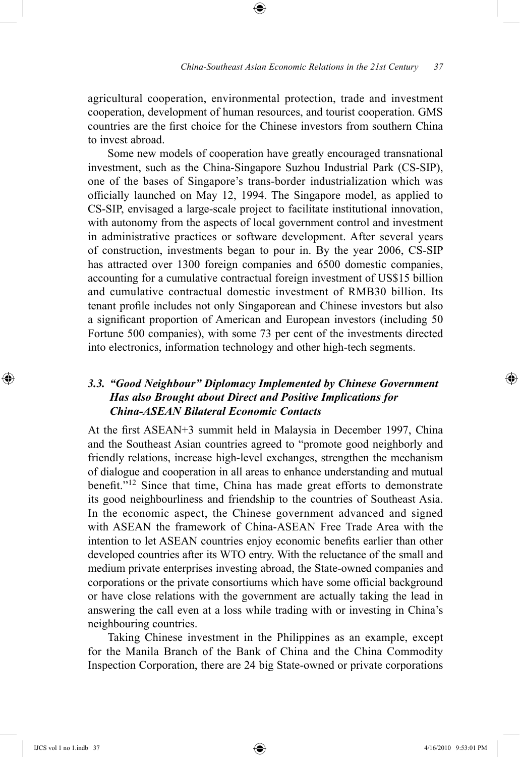agricultural cooperation, environmental protection, trade and investment cooperation, development of human resources, and tourist cooperation. GMS countries are the first choice for the Chinese investors from southern China to invest abroad.

Some new models of cooperation have greatly encouraged transnational investment, such as the China-Singapore Suzhou Industrial Park (CS-SIP), one of the bases of Singapore's trans-border industrialization which was officially launched on May 12, 1994. The Singapore model, as applied to CS-SIP, envisaged a large-scale project to facilitate institutional innovation, with autonomy from the aspects of local government control and investment in administrative practices or software development. After several years of construction, investments began to pour in. By the year 2006, CS-SIP has attracted over 1300 foreign companies and 6500 domestic companies, accounting for a cumulative contractual foreign investment of US$15 billion and cumulative contractual domestic investment of RMB30 billion. Its tenant profile includes not only Singaporean and Chinese investors but also a significant proportion of American and European investors (including 50 Fortune 500 companies), with some 73 per cent of the investments directed into electronics, information technology and other high-tech segments.

### *3.3. "Good Neighbour" Diplomacy Implemented by Chinese Government Has also Brought about Direct and Positive Implications for China-ASEAN Bilateral Economic Contacts*

At the first ASEAN+3 summit held in Malaysia in December 1997, China and the Southeast Asian countries agreed to "promote good neighborly and friendly relations, increase high-level exchanges, strengthen the mechanism of dialogue and cooperation in all areas to enhance understanding and mutual benefit."[12] Since that time, China has made great efforts to demonstrate its good neighbourliness and friendship to the countries of Southeast Asia. In the economic aspect, the Chinese government advanced and signed with ASEAN the framework of China-ASEAN Free Trade Area with the intention to let ASEAN countries enjoy economic benefits earlier than other developed countries after its WTO entry. With the reluctance of the small and medium private enterprises investing abroad, the State-owned companies and corporations or the private consortiums which have some official background or have close relations with the government are actually taking the lead in answering the call even at a loss while trading with or investing in China's neighbouring countries.

Taking Chinese investment in the Philippines as an example, except for the Manila Branch of the Bank of China and the China Commodity Inspection Corporation, there are 24 big State-owned or private corporations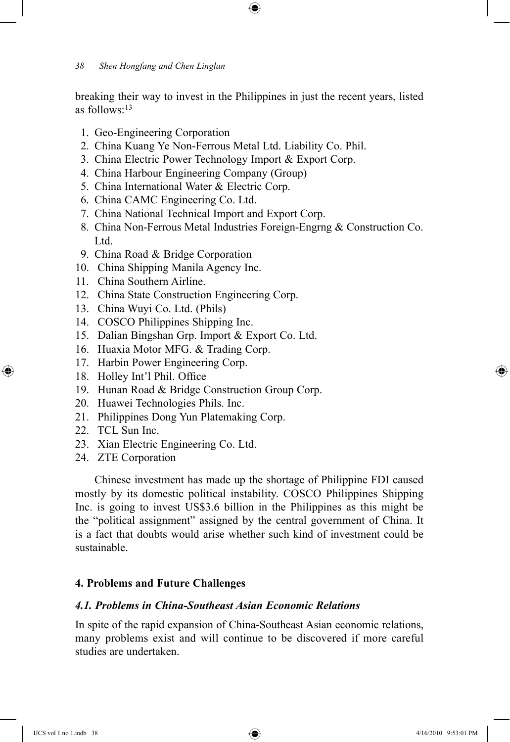breaking their way to invest in the Philippines in just the recent years, listed as follows:[13]

1. Geo-Engineering Corporation
2. China Kuang Ye Non-Ferrous Metal Ltd. Liability Co. Phil.
3. China Electric Power Technology Import & Export Corp.
4. China Harbour Engineering Company (Group)
5. China International Water & Electric Corp.
6. China CAMC Engineering Co. Ltd.
7. China National Technical Import and Export Corp.
8. China Non-Ferrous Metal Industries Foreign-Engrng & Construction Co. Ltd.
9. China Road & Bridge Corporation
10. China Shipping Manila Agency Inc.
11. China Southern Airline.
12. China State Construction Engineering Corp.
13. China Wuyi Co. Ltd. (Phils)
14. COSCO Philippines Shipping Inc.
15. Dalian Bingshan Grp. Import & Export Co. Ltd.
16. Huaxia Motor MFG. & Trading Corp.
17. Harbin Power Engineering Corp.
18. Holley Int'l Phil. Office
19. Hunan Road & Bridge Construction Group Corp.
20. Huawei Technologies Phils. Inc.
21. Philippines Dong Yun Platemaking Corp.
22. TCL Sun Inc.
23. Xian Electric Engineering Co. Ltd.
24. ZTE Corporation

Chinese investment has made up the shortage of Philippine FDI caused mostly by its domestic political instability. COSCO Philippines Shipping Inc. is going to invest US$3.6 billion in the Philippines as this might be the "political assignment" assigned by the central government of China. It is a fact that doubts would arise whether such kind of investment could be sustainable.

## 4. Problems and Future Challenges

### *4.1. Problems in China-Southeast Asian Economic Relations*

In spite of the rapid expansion of China-Southeast Asian economic relations, many problems exist and will continue to be discovered if more careful studies are undertaken.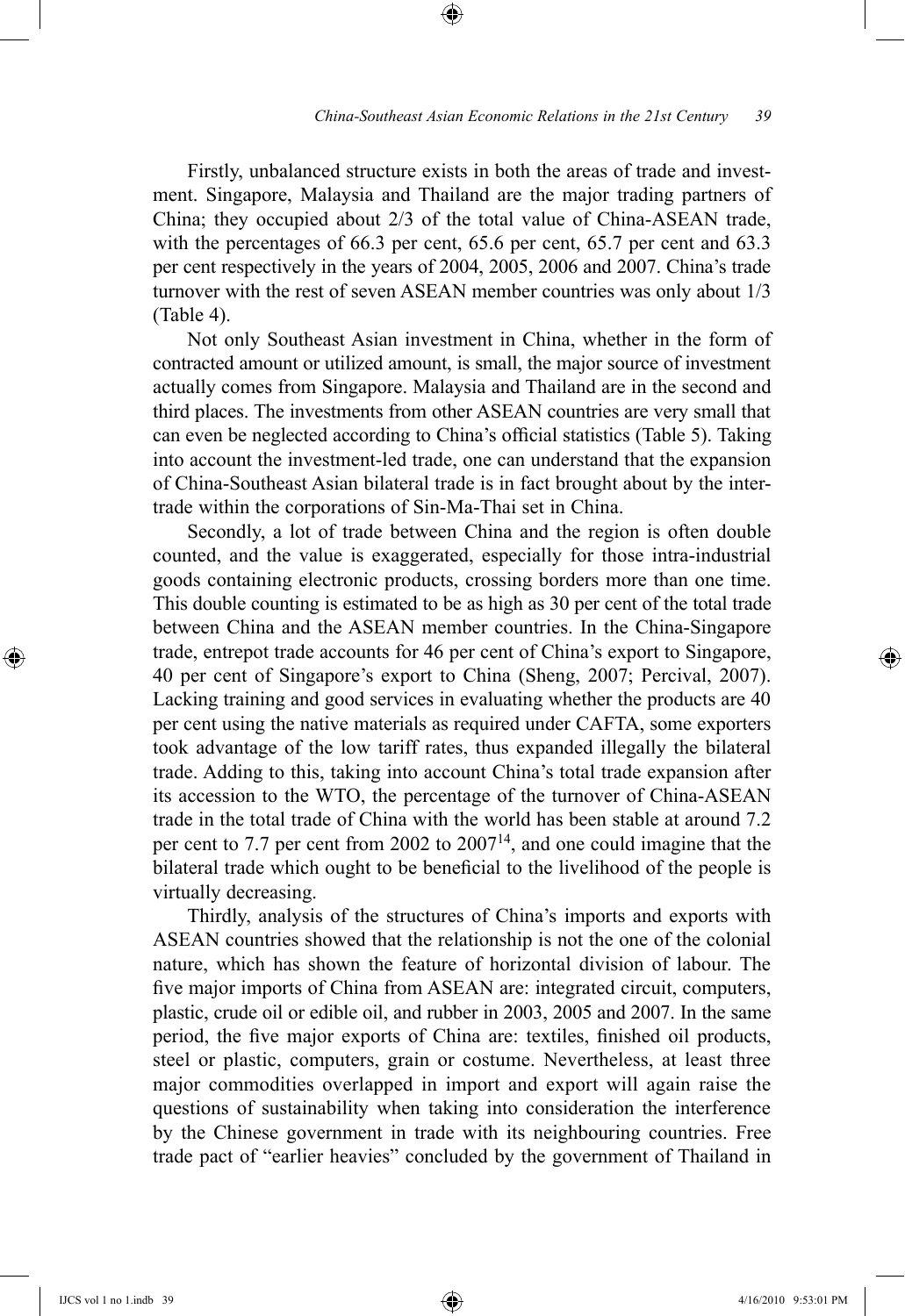Firstly, unbalanced structure exists in both the areas of trade and investment. Singapore, Malaysia and Thailand are the major trading partners of China; they occupied about 2/3 of the total value of China-ASEAN trade, with the percentages of 66.3 per cent, 65.6 per cent, 65.7 per cent and 63.3 per cent respectively in the years of 2004, 2005, 2006 and 2007. China's trade turnover with the rest of seven ASEAN member countries was only about 1/3 (Table 4).

Not only Southeast Asian investment in China, whether in the form of contracted amount or utilized amount, is small, the major source of investment actually comes from Singapore. Malaysia and Thailand are in the second and third places. The investments from other ASEAN countries are very small that can even be neglected according to China's official statistics (Table 5). Taking into account the investment-led trade, one can understand that the expansion of China-Southeast Asian bilateral trade is in fact brought about by the inter-trade within the corporations of Sin-Ma-Thai set in China.

Secondly, a lot of trade between China and the region is often double counted, and the value is exaggerated, especially for those intra-industrial goods containing electronic products, crossing borders more than one time. This double counting is estimated to be as high as 30 per cent of the total trade between China and the ASEAN member countries. In the China-Singapore trade, entrepot trade accounts for 46 per cent of China's export to Singapore, 40 per cent of Singapore's export to China (Sheng, 2007; Percival, 2007). Lacking training and good services in evaluating whether the products are 40 per cent using the native materials as required under CAFTA, some exporters took advantage of the low tariff rates, thus expanded illegally the bilateral trade. Adding to this, taking into account China's total trade expansion after its accession to the WTO, the percentage of the turnover of China-ASEAN trade in the total trade of China with the world has been stable at around 7.2 per cent to 7.7 per cent from 2002 to 2007[14], and one could imagine that the bilateral trade which ought to be beneficial to the livelihood of the people is virtually decreasing.

Thirdly, analysis of the structures of China's imports and exports with ASEAN countries showed that the relationship is not the one of the colonial nature, which has shown the feature of horizontal division of labour. The five major imports of China from ASEAN are: integrated circuit, computers, plastic, crude oil or edible oil, and rubber in 2003, 2005 and 2007. In the same period, the five major exports of China are: textiles, finished oil products, steel or plastic, computers, grain or costume. Nevertheless, at least three major commodities overlapped in import and export will again raise the questions of sustainability when taking into consideration the interference by the Chinese government in trade with its neighbouring countries. Free trade pact of "earlier heavies" concluded by the government of Thailand in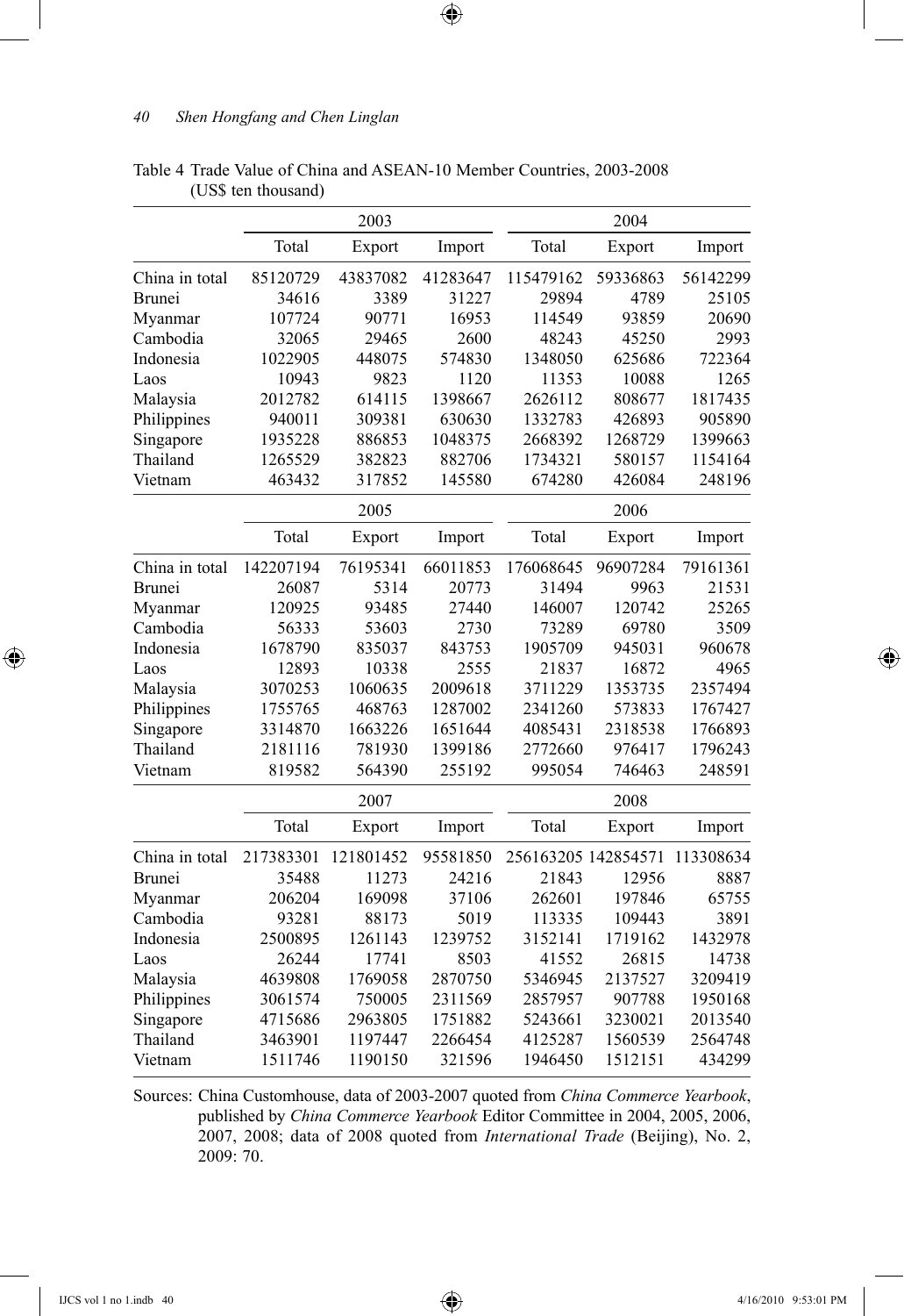Table 4 Trade Value of China and ASEAN-10 Member Countries, 2003-2008 (US$ ten thousand)

| | 2003 | | | 2004 | | |
|---|---|---|---|---|---|---|
| | Total | Export | Import | Total | Export | Import |
| China in total | 85120729 | 43837082 | 41283647 | 115479162 | 59336863 | 56142299 |
| Brunei | 34616 | 3389 | 31227 | 29894 | 4789 | 25105 |
| Myanmar | 107724 | 90771 | 16953 | 114549 | 93859 | 20690 |
| Cambodia | 32065 | 29465 | 2600 | 48243 | 45250 | 2993 |
| Indonesia | 1022905 | 448075 | 574830 | 1348050 | 625686 | 722364 |
| Laos | 10943 | 9823 | 1120 | 11353 | 10088 | 1265 |
| Malaysia | 2012782 | 614115 | 1398667 | 2626112 | 808677 | 1817435 |
| Philippines | 940011 | 309381 | 630630 | 1332783 | 426893 | 905890 |
| Singapore | 1935228 | 886853 | 1048375 | 2668392 | 1268729 | 1399663 |
| Thailand | 1265529 | 382823 | 882706 | 1734321 | 580157 | 1154164 |
| Vietnam | 463432 | 317852 | 145580 | 674280 | 426084 | 248196 |
| | **2005** | | | **2006** | | |
| | Total | Export | Import | Total | Export | Import |
| China in total | 142207194 | 76195341 | 66011853 | 176068645 | 96907284 | 79161361 |
| Brunei | 26087 | 5314 | 20773 | 31494 | 9963 | 21531 |
| Myanmar | 120925 | 93485 | 27440 | 146007 | 120742 | 25265 |
| Cambodia | 56333 | 53603 | 2730 | 73289 | 69780 | 3509 |
| Indonesia | 1678790 | 835037 | 843753 | 1905709 | 945031 | 960678 |
| Laos | 12893 | 10338 | 2555 | 21837 | 16872 | 4965 |
| Malaysia | 3070253 | 1060635 | 2009618 | 3711229 | 1353735 | 2357494 |
| Philippines | 1755765 | 468763 | 1287002 | 2341260 | 573833 | 1767427 |
| Singapore | 3314870 | 1663226 | 1651644 | 4085431 | 2318538 | 1766893 |
| Thailand | 2181116 | 781930 | 1399186 | 2772660 | 976417 | 1796243 |
| Vietnam | 819582 | 564390 | 255192 | 995054 | 746463 | 248591 |
| | **2007** | | | **2008** | | |
| | Total | Export | Import | Total | Export | Import |
| China in total | 217383301 | 121801452 | 95581850 | 256163205 | 142854571 | 113308634 |
| Brunei | 35488 | 11273 | 24216 | 21843 | 12956 | 8887 |
| Myanmar | 206204 | 169098 | 37106 | 262601 | 197846 | 65755 |
| Cambodia | 93281 | 88173 | 5019 | 113335 | 109443 | 3891 |
| Indonesia | 2500895 | 1261143 | 1239752 | 3152141 | 1719162 | 1432978 |
| Laos | 26244 | 17741 | 8503 | 41552 | 26815 | 14738 |
| Malaysia | 4639808 | 1769058 | 2870750 | 5346945 | 2137527 | 3209419 |
| Philippines | 3061574 | 750005 | 2311569 | 2857957 | 907788 | 1950168 |
| Singapore | 4715686 | 2963805 | 1751882 | 5243661 | 3230021 | 2013540 |
| Thailand | 3463901 | 1197447 | 2266454 | 4125287 | 1560539 | 2564748 |
| Vietnam | 1511746 | 1190150 | 321596 | 1946450 | 1512151 | 434299 |

Sources: China Customhouse, data of 2003-2007 quoted from *China Commerce Yearbook*, published by *China Commerce Yearbook* Editor Committee in 2004, 2005, 2006, 2007, 2008; data of 2008 quoted from *International Trade* (Beijing), No. 2, 2009: 70.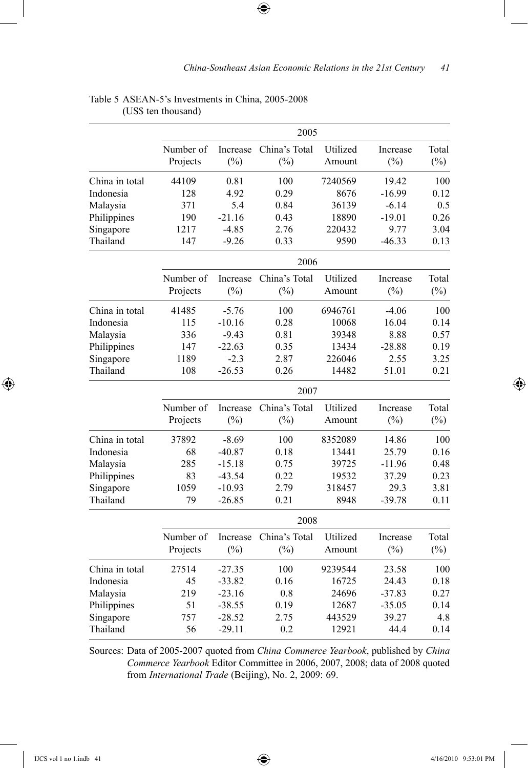Table 5 ASEAN-5's Investments in China, 2005-2008
(US$ ten thousand)

| | 2005 | | | | | |
|---|---|---|---|---|---|---|
| | Number of Projects | Increase (%) | China's Total (%) | Utilized Amount | Increase (%) | Total (%) |
| China in total | 44109 | 0.81 | 100 | 7240569 | 19.42 | 100 |
| Indonesia | 128 | 4.92 | 0.29 | 8676 | -16.99 | 0.12 |
| Malaysia | 371 | 5.4 | 0.84 | 36139 | -6.14 | 0.5 |
| Philippines | 190 | -21.16 | 0.43 | 18890 | -19.01 | 0.26 |
| Singapore | 1217 | -4.85 | 2.76 | 220432 | 9.77 | 3.04 |
| Thailand | 147 | -9.26 | 0.33 | 9590 | -46.33 | 0.13 |
| | 2006 | | | | | |
| | Number of Projects | Increase (%) | China's Total (%) | Utilized Amount | Increase (%) | Total (%) |
| China in total | 41485 | -5.76 | 100 | 6946761 | -4.06 | 100 |
| Indonesia | 115 | -10.16 | 0.28 | 10068 | 16.04 | 0.14 |
| Malaysia | 336 | -9.43 | 0.81 | 39348 | 8.88 | 0.57 |
| Philippines | 147 | -22.63 | 0.35 | 13434 | -28.88 | 0.19 |
| Singapore | 1189 | -2.3 | 2.87 | 226046 | 2.55 | 3.25 |
| Thailand | 108 | -26.53 | 0.26 | 14482 | 51.01 | 0.21 |
| | 2007 | | | | | |
| | Number of Projects | Increase (%) | China's Total (%) | Utilized Amount | Increase (%) | Total (%) |
| China in total | 37892 | -8.69 | 100 | 8352089 | 14.86 | 100 |
| Indonesia | 68 | -40.87 | 0.18 | 13441 | 25.79 | 0.16 |
| Malaysia | 285 | -15.18 | 0.75 | 39725 | -11.96 | 0.48 |
| Philippines | 83 | -43.54 | 0.22 | 19532 | 37.29 | 0.23 |
| Singapore | 1059 | -10.93 | 2.79 | 318457 | 29.3 | 3.81 |
| Thailand | 79 | -26.85 | 0.21 | 8948 | -39.78 | 0.11 |
| | 2008 | | | | | |
| | Number of Projects | Increase (%) | China's Total (%) | Utilized Amount | Increase (%) | Total (%) |
| China in total | 27514 | -27.35 | 100 | 9239544 | 23.58 | 100 |
| Indonesia | 45 | -33.82 | 0.16 | 16725 | 24.43 | 0.18 |
| Malaysia | 219 | -23.16 | 0.8 | 24696 | -37.83 | 0.27 |
| Philippines | 51 | -38.55 | 0.19 | 12687 | -35.05 | 0.14 |
| Singapore | 757 | -28.52 | 2.75 | 443529 | 39.27 | 4.8 |
| Thailand | 56 | -29.11 | 0.2 | 12921 | 44.4 | 0.14 |

Sources: Data of 2005-2007 quoted from *China Commerce Yearbook*, published by *China Commerce Yearbook* Editor Committee in 2006, 2007, 2008; data of 2008 quoted from *International Trade* (Beijing), No. 2, 2009: 69.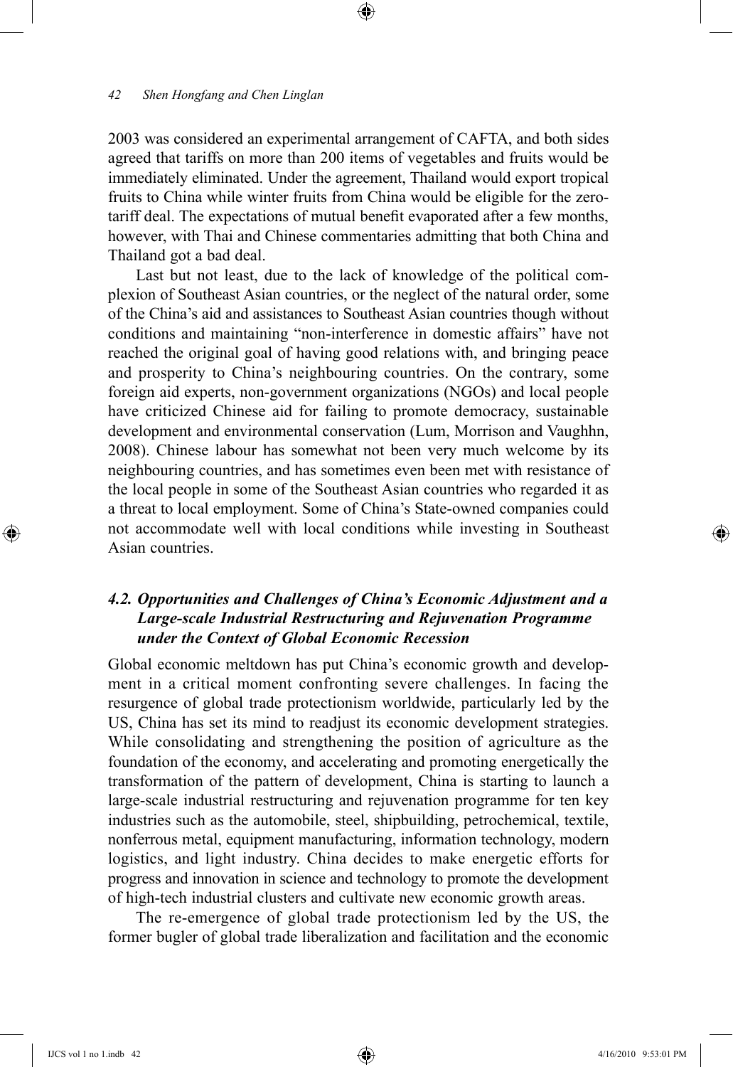2003 was considered an experimental arrangement of CAFTA, and both sides agreed that tariffs on more than 200 items of vegetables and fruits would be immediately eliminated. Under the agreement, Thailand would export tropical fruits to China while winter fruits from China would be eligible for the zero-tariff deal. The expectations of mutual benefit evaporated after a few months, however, with Thai and Chinese commentaries admitting that both China and Thailand got a bad deal.

Last but not least, due to the lack of knowledge of the political complexion of Southeast Asian countries, or the neglect of the natural order, some of the China's aid and assistances to Southeast Asian countries though without conditions and maintaining "non-interference in domestic affairs" have not reached the original goal of having good relations with, and bringing peace and prosperity to China's neighbouring countries. On the contrary, some foreign aid experts, non-government organizations (NGOs) and local people have criticized Chinese aid for failing to promote democracy, sustainable development and environmental conservation (Lum, Morrison and Vaughhn, 2008). Chinese labour has somewhat not been very much welcome by its neighbouring countries, and has sometimes even been met with resistance of the local people in some of the Southeast Asian countries who regarded it as a threat to local employment. Some of China's State-owned companies could not accommodate well with local conditions while investing in Southeast Asian countries.

### *4.2. Opportunities and Challenges of China's Economic Adjustment and a Large-scale Industrial Restructuring and Rejuvenation Programme under the Context of Global Economic Recession*

Global economic meltdown has put China's economic growth and development in a critical moment confronting severe challenges. In facing the resurgence of global trade protectionism worldwide, particularly led by the US, China has set its mind to readjust its economic development strategies. While consolidating and strengthening the position of agriculture as the foundation of the economy, and accelerating and promoting energetically the transformation of the pattern of development, China is starting to launch a large-scale industrial restructuring and rejuvenation programme for ten key industries such as the automobile, steel, shipbuilding, petrochemical, textile, nonferrous metal, equipment manufacturing, information technology, modern logistics, and light industry. China decides to make energetic efforts for progress and innovation in science and technology to promote the development of high-tech industrial clusters and cultivate new economic growth areas.

The re-emergence of global trade protectionism led by the US, the former bugler of global trade liberalization and facilitation and the economic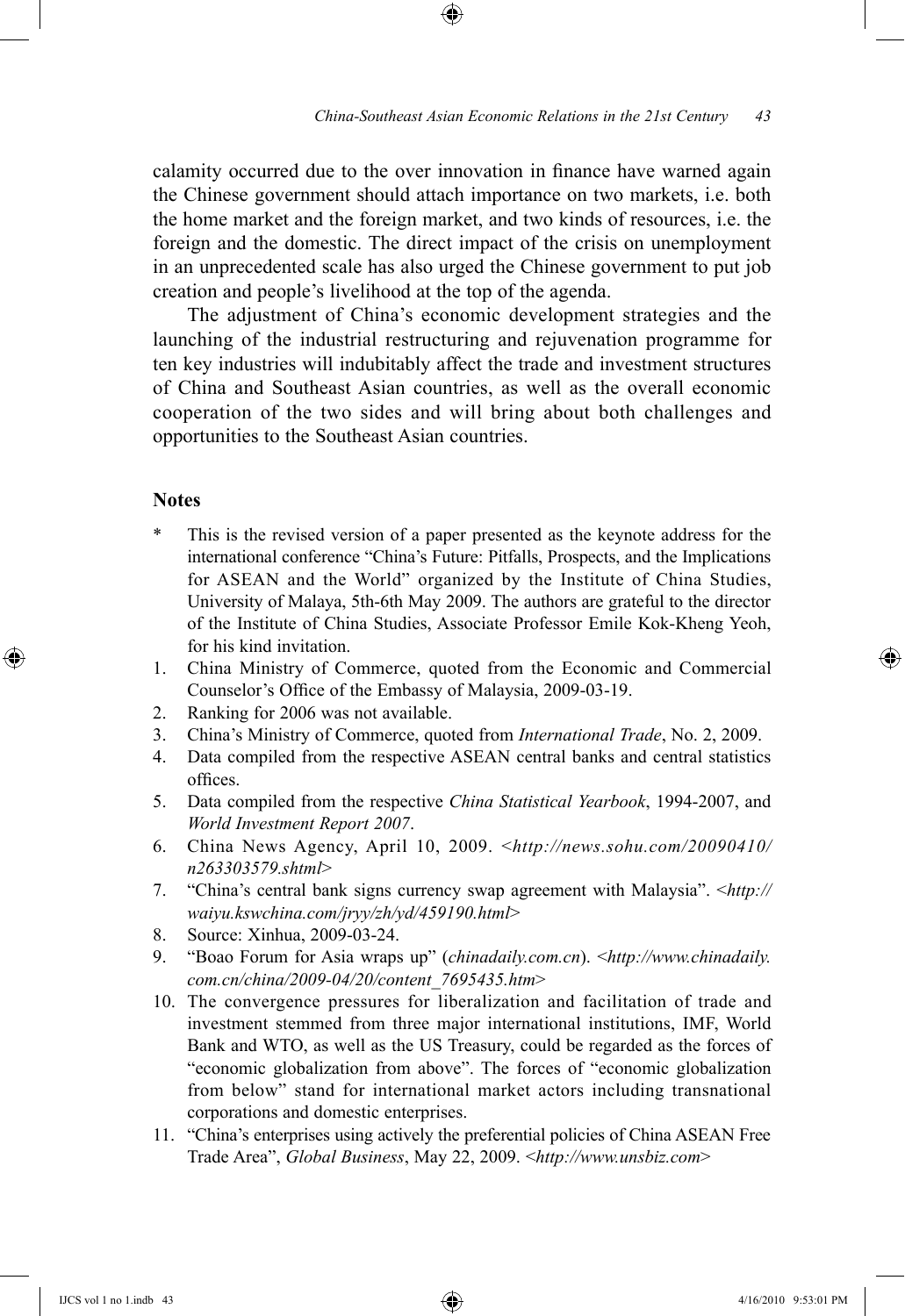calamity occurred due to the over innovation in finance have warned again the Chinese government should attach importance on two markets, i.e. both the home market and the foreign market, and two kinds of resources, i.e. the foreign and the domestic. The direct impact of the crisis on unemployment in an unprecedented scale has also urged the Chinese government to put job creation and people's livelihood at the top of the agenda.

The adjustment of China's economic development strategies and the launching of the industrial restructuring and rejuvenation programme for ten key industries will indubitably affect the trade and investment structures of China and Southeast Asian countries, as well as the overall economic cooperation of the two sides and will bring about both challenges and opportunities to the Southeast Asian countries.

## Notes

\* This is the revised version of a paper presented as the keynote address for the international conference "China's Future: Pitfalls, Prospects, and the Implications for ASEAN and the World" organized by the Institute of China Studies, University of Malaya, 5th-6th May 2009. The authors are grateful to the director of the Institute of China Studies, Associate Professor Emile Kok-Kheng Yeoh, for his kind invitation.

1. China Ministry of Commerce, quoted from the Economic and Commercial Counselor's Office of the Embassy of Malaysia, 2009-03-19.
2. Ranking for 2006 was not available.
3. China's Ministry of Commerce, quoted from *International Trade*, No. 2, 2009.
4. Data compiled from the respective ASEAN central banks and central statistics offices.
5. Data compiled from the respective *China Statistical Yearbook*, 1994-2007, and *World Investment Report 2007*.
6. China News Agency, April 10, 2009. <*http://news.sohu.com/20090410/n263303579.shtml*>
7. "China's central bank signs currency swap agreement with Malaysia". <*http://waiyu.kswchina.com/jryy/zh/yd/459190.html*>
8. Source: Xinhua, 2009-03-24.
9. "Boao Forum for Asia wraps up" (*chinadaily.com.cn*). <*http://www.chinadaily.com.cn/china/2009-04/20/content_7695435.htm*>
10. The convergence pressures for liberalization and facilitation of trade and investment stemmed from three major international institutions, IMF, World Bank and WTO, as well as the US Treasury, could be regarded as the forces of "economic globalization from above". The forces of "economic globalization from below" stand for international market actors including transnational corporations and domestic enterprises.
11. "China's enterprises using actively the preferential policies of China ASEAN Free Trade Area", *Global Business*, May 22, 2009. <*http://www.unsbiz.com*>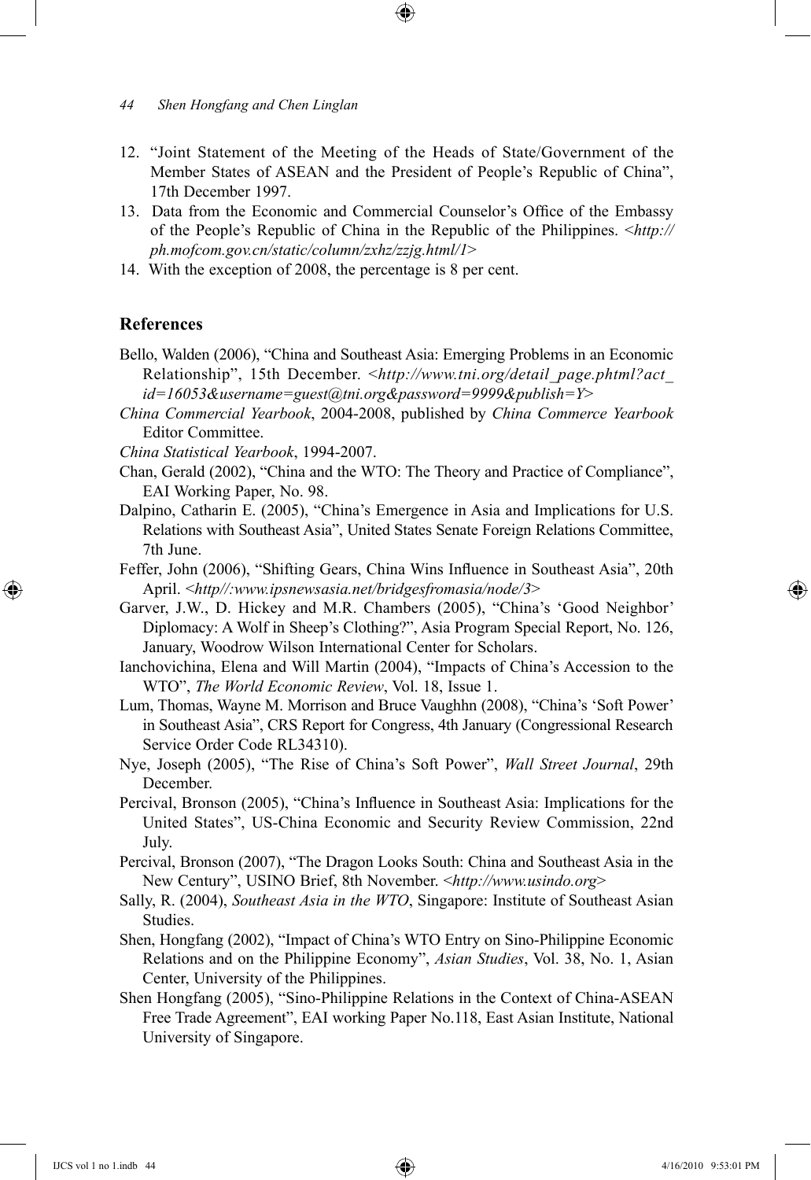12. "Joint Statement of the Meeting of the Heads of State/Government of the Member States of ASEAN and the President of People's Republic of China", 17th December 1997.
13. Data from the Economic and Commercial Counselor's Office of the Embassy of the People's Republic of China in the Republic of the Philippines. <*http://ph.mofcom.gov.cn/static/column/zxhz/zzjg.html/1*>
14. With the exception of 2008, the percentage is 8 per cent.

## References

Bello, Walden (2006), "China and Southeast Asia: Emerging Problems in an Economic Relationship", 15th December. <*http://www.tni.org/detail_page.phtml?act_id=16053&username=guest@tni.org&password=9999&publish=Y*>

*China Commercial Yearbook*, 2004-2008, published by *China Commerce Yearbook* Editor Committee.

*China Statistical Yearbook*, 1994-2007.

Chan, Gerald (2002), "China and the WTO: The Theory and Practice of Compliance", EAI Working Paper, No. 98.

Dalpino, Catharin E. (2005), "China's Emergence in Asia and Implications for U.S. Relations with Southeast Asia", United States Senate Foreign Relations Committee, 7th June.

Feffer, John (2006), "Shifting Gears, China Wins Influence in Southeast Asia", 20th April. <*http//:www.ipsnewsasia.net/bridgesfromasia/node/3*>

Garver, J.W., D. Hickey and M.R. Chambers (2005), "China's 'Good Neighbor' Diplomacy: A Wolf in Sheep's Clothing?", Asia Program Special Report, No. 126, January, Woodrow Wilson International Center for Scholars.

Ianchovichina, Elena and Will Martin (2004), "Impacts of China's Accession to the WTO", *The World Economic Review*, Vol. 18, Issue 1.

Lum, Thomas, Wayne M. Morrison and Bruce Vaughhn (2008), "China's 'Soft Power' in Southeast Asia", CRS Report for Congress, 4th January (Congressional Research Service Order Code RL34310).

Nye, Joseph (2005), "The Rise of China's Soft Power", *Wall Street Journal*, 29th December.

Percival, Bronson (2005), "China's Influence in Southeast Asia: Implications for the United States", US-China Economic and Security Review Commission, 22nd July.

Percival, Bronson (2007), "The Dragon Looks South: China and Southeast Asia in the New Century", USINO Brief, 8th November. <*http://www.usindo.org*>

Sally, R. (2004), *Southeast Asia in the WTO*, Singapore: Institute of Southeast Asian Studies.

Shen, Hongfang (2002), "Impact of China's WTO Entry on Sino-Philippine Economic Relations and on the Philippine Economy", *Asian Studies*, Vol. 38, No. 1, Asian Center, University of the Philippines.

Shen Hongfang (2005), "Sino-Philippine Relations in the Context of China-ASEAN Free Trade Agreement", EAI working Paper No.118, East Asian Institute, National University of Singapore.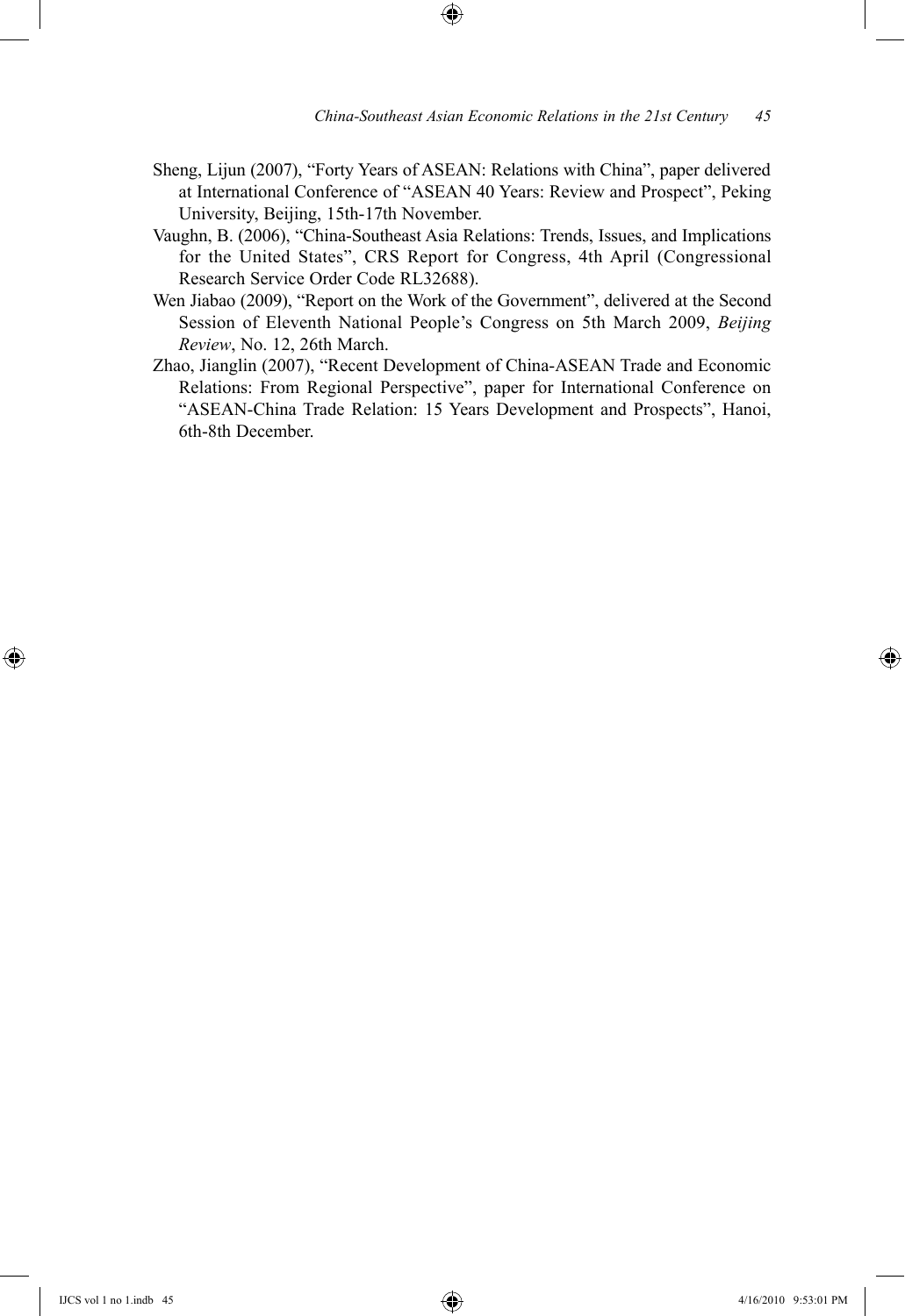Sheng, Lijun (2007), "Forty Years of ASEAN: Relations with China", paper delivered at International Conference of "ASEAN 40 Years: Review and Prospect", Peking University, Beijing, 15th-17th November.

Vaughn, B. (2006), "China-Southeast Asia Relations: Trends, Issues, and Implications for the United States", CRS Report for Congress, 4th April (Congressional Research Service Order Code RL32688).

Wen Jiabao (2009), "Report on the Work of the Government", delivered at the Second Session of Eleventh National People's Congress on 5th March 2009, *Beijing Review*, No. 12, 26th March.

Zhao, Jianglin (2007), "Recent Development of China-ASEAN Trade and Economic Relations: From Regional Perspective", paper for International Conference on "ASEAN-China Trade Relation: 15 Years Development and Prospects", Hanoi, 6th-8th December.